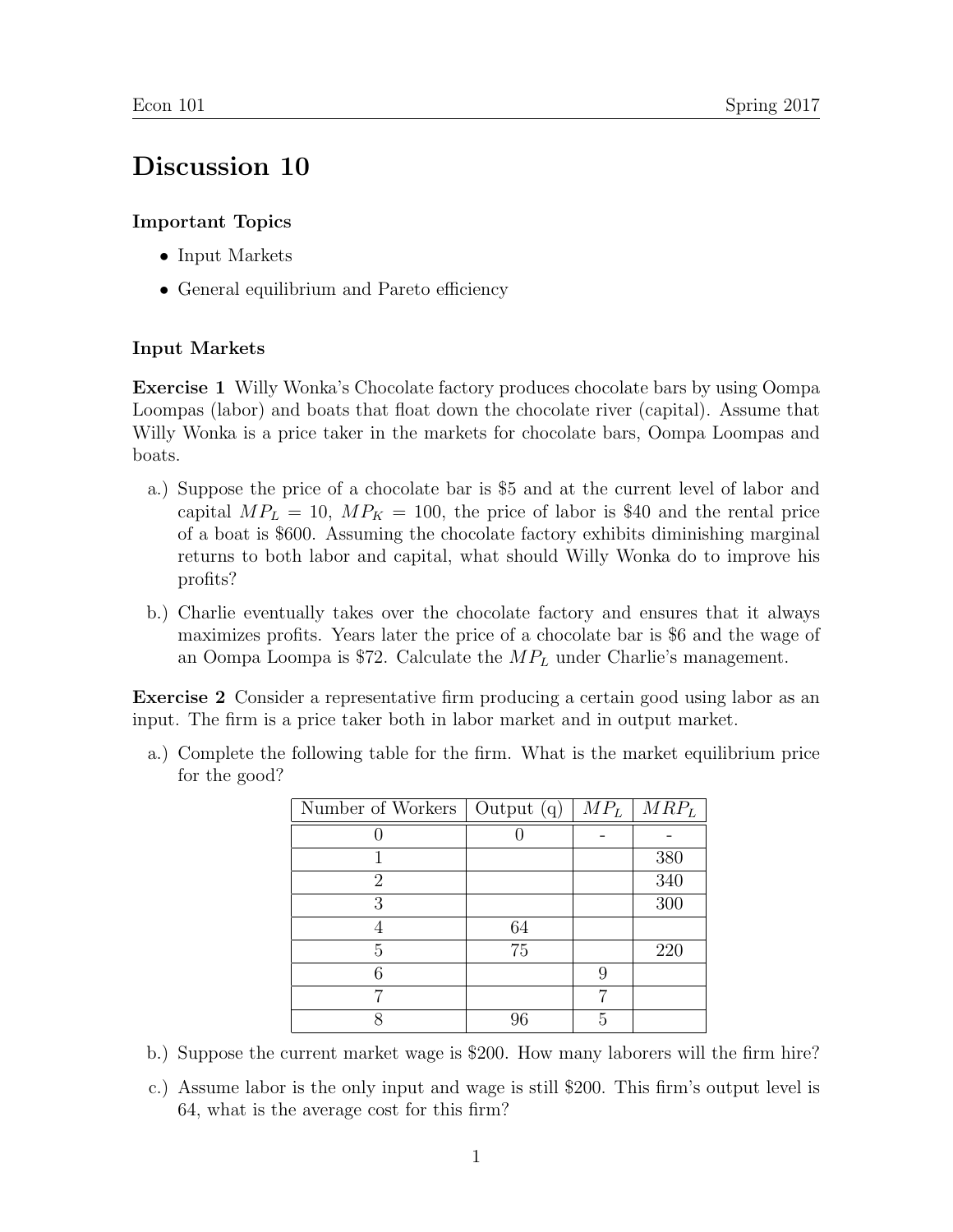# Discussion 10

### Important Topics

- Input Markets
- General equilibrium and Pareto efficiency

### Input Markets

**Exercise 1** Willy Wonka's Chocolate factory produces chocolate bars by using Oompa Loompas (labor) and boats that float down the chocolate river (capital). Assume that Willy Wonka is a price taker in the markets for chocolate bars, Oompa Loompas and boats.

a.) Suppose the price of a chocolate bar is $5 and at the current level of labor and capital $MP_L = 10$, $MP_K = 100$, the price of labor is $40 and the rental price of a boat is $600. Assuming the chocolate factory exhibits diminishing marginal returns to both labor and capital, what should Willy Wonka do to improve his profits?

b.) Charlie eventually takes over the chocolate factory and ensures that it always maximizes profits. Years later the price of a chocolate bar is $6 and the wage of an Oompa Loompa is $72. Calculate the $MP_L$ under Charlie's management.

**Exercise 2** Consider a representative firm producing a certain good using labor as an input. The firm is a price taker both in labor market and in output market.

a.) Complete the following table for the firm. What is the market equilibrium price for the good?

| Number of Workers | Output (q) | $MP_L$ | $MRP_L$ |
|---|---|---|---|
| 0 | 0 | - | - |
| 1 | | | 380 |
| 2 | | | 340 |
| 3 | | | 300 |
| 4 | 64 | | |
| 5 | 75 | | 220 |
| 6 | | 9 | |
| 7 | | 7 | |
| 8 | 96 | 5 | |

b.) Suppose the current market wage is $200. How many laborers will the firm hire?

c.) Assume labor is the only input and wage is still $200. This firm's output level is 64, what is the average cost for this firm?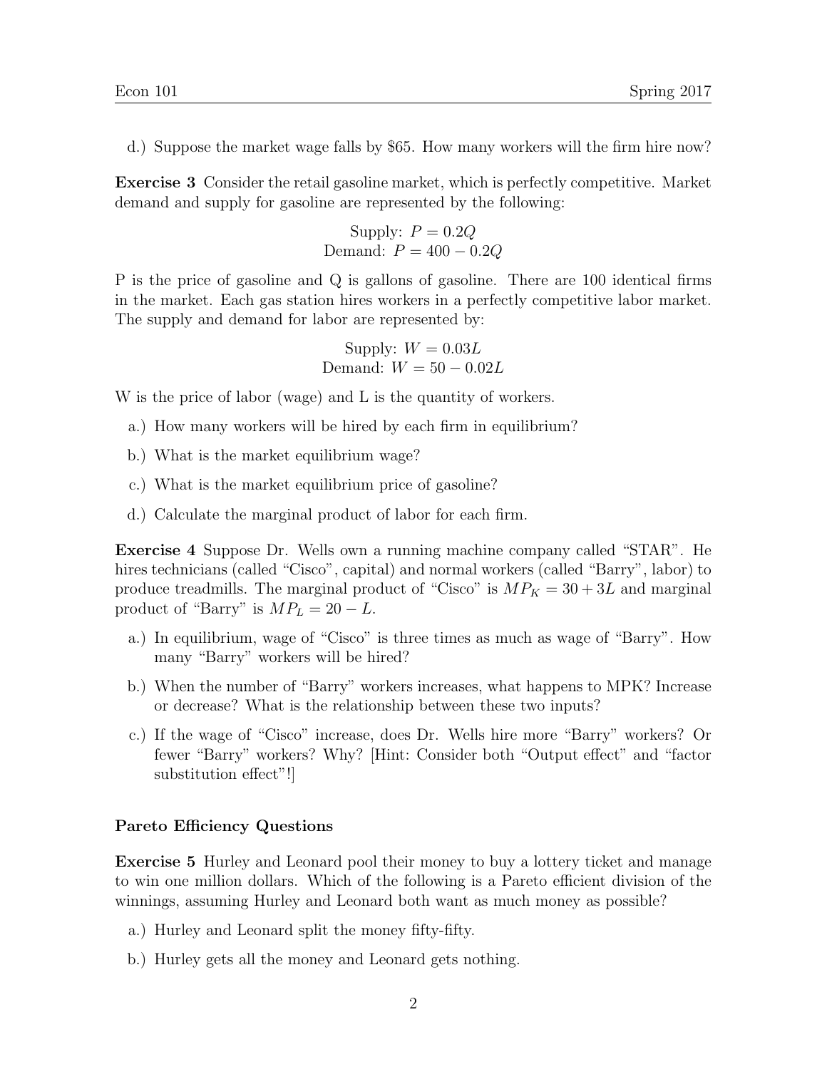d.) Suppose the market wage falls by $65. How many workers will the firm hire now?

**Exercise 3** Consider the retail gasoline market, which is perfectly competitive. Market demand and supply for gasoline are represented by the following:

$$\text{Supply: } P = 0.2Q$$
$$\text{Demand: } P = 400 - 0.2Q$$

P is the price of gasoline and Q is gallons of gasoline. There are 100 identical firms in the market. Each gas station hires workers in a perfectly competitive labor market. The supply and demand for labor are represented by:

$$\text{Supply: } W = 0.03L$$
$$\text{Demand: } W = 50 - 0.02L$$

W is the price of labor (wage) and L is the quantity of workers.

a.) How many workers will be hired by each firm in equilibrium?

b.) What is the market equilibrium wage?

c.) What is the market equilibrium price of gasoline?

d.) Calculate the marginal product of labor for each firm.

**Exercise 4** Suppose Dr. Wells own a running machine company called "STAR". He hires technicians (called "Cisco", capital) and normal workers (called "Barry", labor) to produce treadmills. The marginal product of "Cisco" is $MP_K = 30 + 3L$ and marginal product of "Barry" is $MP_L = 20 - L$.

a.) In equilibrium, wage of "Cisco" is three times as much as wage of "Barry". How many "Barry" workers will be hired?

b.) When the number of "Barry" workers increases, what happens to MPK? Increase or decrease? What is the relationship between these two inputs?

c.) If the wage of "Cisco" increase, does Dr. Wells hire more "Barry" workers? Or fewer "Barry" workers? Why? [Hint: Consider both "Output effect" and "factor substitution effect"!]

### Pareto Efficiency Questions

**Exercise 5** Hurley and Leonard pool their money to buy a lottery ticket and manage to win one million dollars. Which of the following is a Pareto efficient division of the winnings, assuming Hurley and Leonard both want as much money as possible?

a.) Hurley and Leonard split the money fifty-fifty.

b.) Hurley gets all the money and Leonard gets nothing.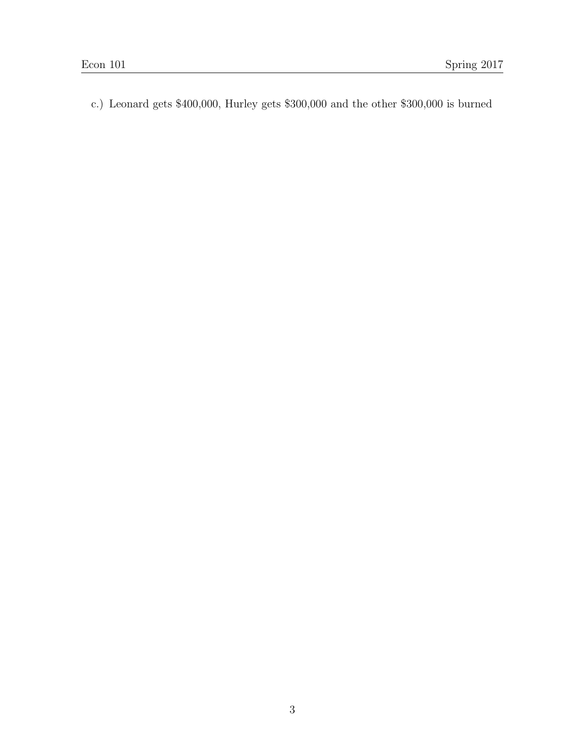c.) Leonard gets $400,000, Hurley gets $300,000 and the other $300,000 is burned